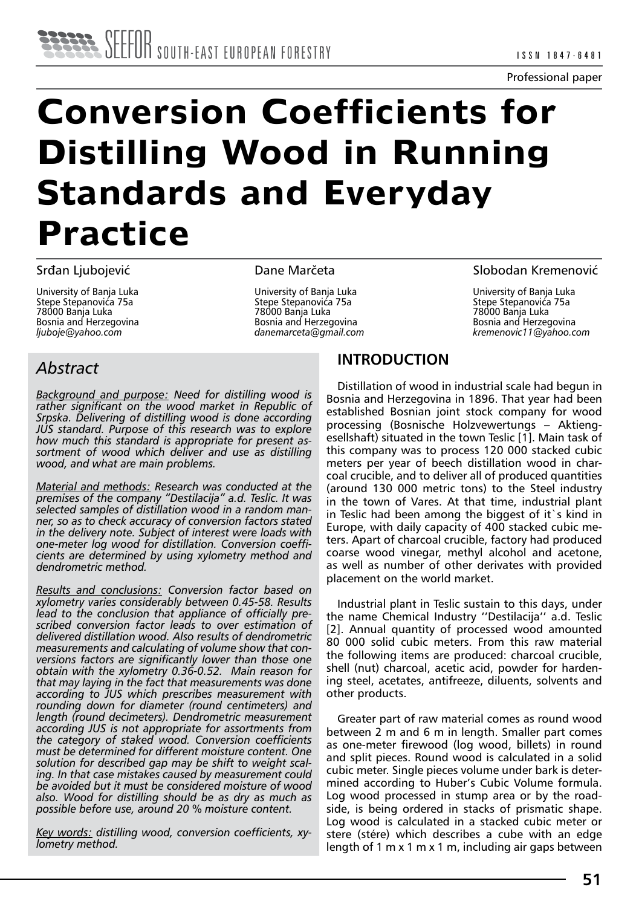Professional paper

# Conversion Coefficients for Distilling Wood in Running Standards and Everyday Practice

Srđan Ljubojević
University of Banja Luka
Stepe Stepanovića 75a
78000 Banja Luka
Bosnia and Herzegovina
*ljuboje@yahoo.com*

Dane Marčeta
University of Banja Luka
Stepe Stepanovića 75a
78000 Banja Luka
Bosnia and Herzegovina
*danemarceta@gmail.com*

Slobodan Kremenović
University of Banja Luka
Stepe Stepanovića 75a
78000 Banja Luka
Bosnia and Herzegovina
*kremenovic11@yahoo.com*

## *Abstract*

*Background and purpose: Need for distilling wood is rather significant on the wood market in Republic of Srpska. Delivering of distilling wood is done according JUS standard. Purpose of this research was to explore how much this standard is appropriate for present assortment of wood which deliver and use as distilling wood, and what are main problems.*

*Material and methods: Research was conducted at the premises of the company "Destilacija" a.d. Teslic. It was selected samples of distillation wood in a random manner, so as to check accuracy of conversion factors stated in the delivery note. Subject of interest were loads with one-meter log wood for distillation. Conversion coefficients are determined by using xylometry method and dendrometric method.*

*Results and conclusions: Conversion factor based on xylometry varies considerably between 0.45-58. Results lead to the conclusion that appliance of officially prescribed conversion factor leads to over estimation of delivered distillation wood. Also results of dendrometric measurements and calculating of volume show that conversions factors are significantly lower than those one obtain with the xylometry 0.36-0.52. Main reason for that may laying in the fact that measurements was done according to JUS which prescribes measurement with rounding down for diameter (round centimeters) and length (round decimeters). Dendrometric measurement according JUS is not appropriate for assortments from the category of staked wood. Conversion coefficients must be determined for different moisture content. One solution for described gap may be shift to weight scaling. In that case mistakes caused by measurement could be avoided but it must be considered moisture of wood also. Wood for distilling should be as dry as much as possible before use, around 20 % moisture content.*

*Key words: distilling wood, conversion coefficients, xylometry method.*

## INTRODUCTION

Distillation of wood in industrial scale had begun in Bosnia and Herzegovina in 1896. That year had been established Bosnian joint stock company for wood processing (Bosnische Holzvewertungs – Aktiengesellshaft) situated in the town Teslic [1]. Main task of this company was to process 120 000 stacked cubic meters per year of beech distillation wood in charcoal crucible, and to deliver all of produced quantities (around 130 000 metric tons) to the Steel industry in the town of Vares. At that time, industrial plant in Teslic had been among the biggest of it`s kind in Europe, with daily capacity of 400 stacked cubic meters. Apart of charcoal crucible, factory had produced coarse wood vinegar, methyl alcohol and acetone, as well as number of other derivates with provided placement on the world market.

Industrial plant in Teslic sustain to this days, under the name Chemical Industry ''Destilacija'' a.d. Teslic [2]. Annual quantity of processed wood amounted 80 000 solid cubic meters. From this raw material the following items are produced: charcoal crucible, shell (nut) charcoal, acetic acid, powder for hardening steel, acetates, antifreeze, diluents, solvents and other products.

Greater part of raw material comes as round wood between 2 m and 6 m in length. Smaller part comes as one-meter firewood (log wood, billets) in round and split pieces. Round wood is calculated in a solid cubic meter. Single pieces volume under bark is determined according to Huber's Cubic Volume formula. Log wood processed in stump area or by the roadside, is being ordered in stacks of prismatic shape. Log wood is calculated in a stacked cubic meter or stere (stére) which describes a cube with an edge length of 1 m x 1 m x 1 m, including air gaps between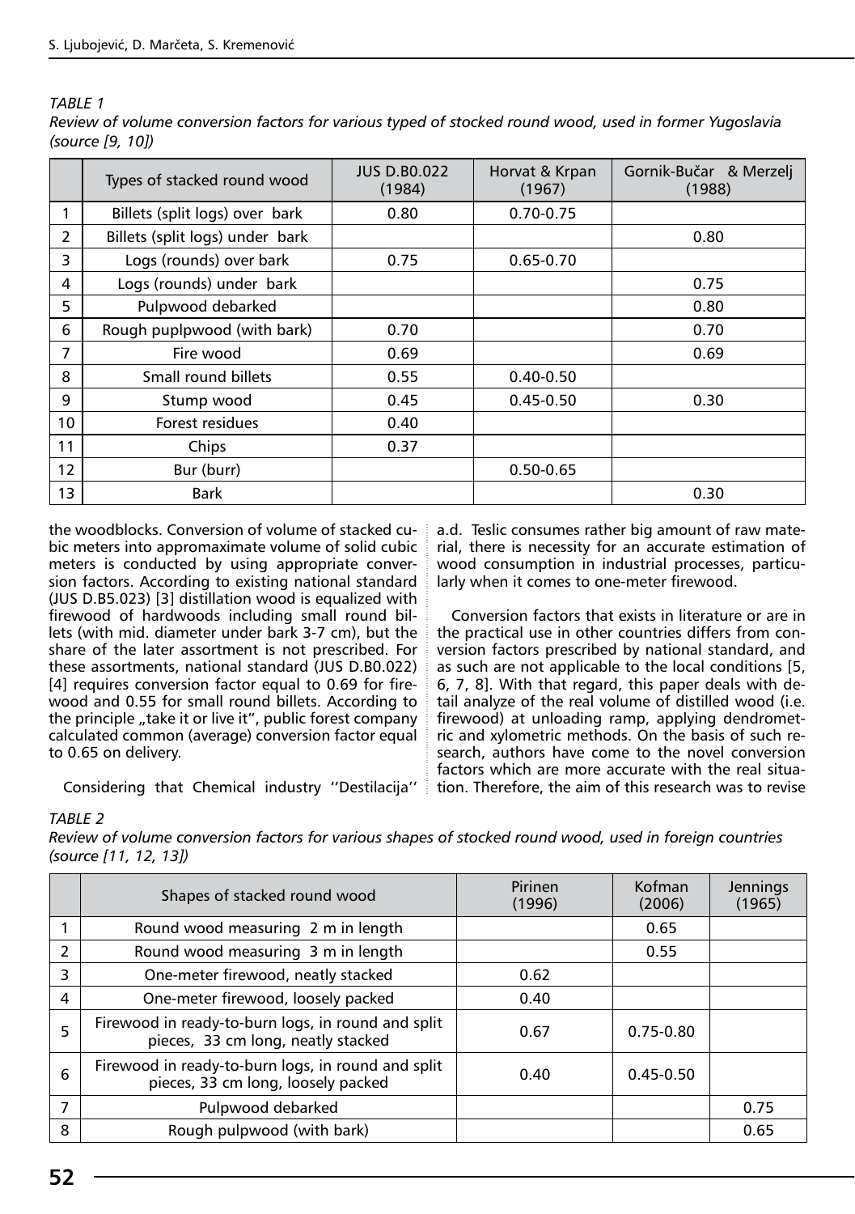*TABLE 1*

*Review of volume conversion factors for various typed of stocked round wood, used in former Yugoslavia (source [9, 10])*

| | Types of stacked round wood | JUS D.B0.022 (1984) | Horvat & Krpan (1967) | Gornik-Bučar & Merzelj (1988) |
|---|---|---|---|---|
| 1 | Billets (split logs) over bark | 0.80 | 0.70-0.75 | |
| 2 | Billets (split logs) under bark | | | 0.80 |
| 3 | Logs (rounds) over bark | 0.75 | 0.65-0.70 | |
| 4 | Logs (rounds) under bark | | | 0.75 |
| 5 | Pulpwood debarked | | | 0.80 |
| 6 | Rough puplpwood (with bark) | 0.70 | | 0.70 |
| 7 | Fire wood | 0.69 | | 0.69 |
| 8 | Small round billets | 0.55 | 0.40-0.50 | |
| 9 | Stump wood | 0.45 | 0.45-0.50 | 0.30 |
| 10 | Forest residues | 0.40 | | |
| 11 | Chips | 0.37 | | |
| 12 | Bur (burr) | | 0.50-0.65 | |
| 13 | Bark | | | 0.30 |

the woodblocks. Conversion of volume of stacked cubic meters into appromaximate volume of solid cubic meters is conducted by using appropriate conversion factors. According to existing national standard (JUS D.B5.023) [3] distillation wood is equalized with firewood of hardwoods including small round billets (with mid. diameter under bark 3-7 cm), but the share of the later assortment is not prescribed. For these assortments, national standard (JUS D.B0.022) [4] requires conversion factor equal to 0.69 for firewood and 0.55 for small round billets. According to the principle „take it or live it", public forest company calculated common (average) conversion factor equal to 0.65 on delivery.

Considering that Chemical industry ''Destilacija'' a.d. Teslic consumes rather big amount of raw material, there is necessity for an accurate estimation of wood consumption in industrial processes, particularly when it comes to one-meter firewood.

Conversion factors that exists in literature or are in the practical use in other countries differs from conversion factors prescribed by national standard, and as such are not applicable to the local conditions [5, 6, 7, 8]. With that regard, this paper deals with detail analyze of the real volume of distilled wood (i.e. firewood) at unloading ramp, applying dendrometric and xylometric methods. On the basis of such research, authors have come to the novel conversion factors which are more accurate with the real situation. Therefore, the aim of this research was to revise

*TABLE 2*

*Review of volume conversion factors for various shapes of stocked round wood, used in foreign countries (source [11, 12, 13])*

| | Shapes of stacked round wood | Pirinen (1996) | Kofman (2006) | Jennings (1965) |
|---|---|---|---|---|
| 1 | Round wood measuring 2 m in length | | 0.65 | |
| 2 | Round wood measuring 3 m in length | | 0.55 | |
| 3 | One-meter firewood, neatly stacked | 0.62 | | |
| 4 | One-meter firewood, loosely packed | 0.40 | | |
| 5 | Firewood in ready-to-burn logs, in round and split pieces, 33 cm long, neatly stacked | 0.67 | 0.75-0.80 | |
| 6 | Firewood in ready-to-burn logs, in round and split pieces, 33 cm long, loosely packed | 0.40 | 0.45-0.50 | |
| 7 | Pulpwood debarked | | | 0.75 |
| 8 | Rough pulpwood (with bark) | | | 0.65 |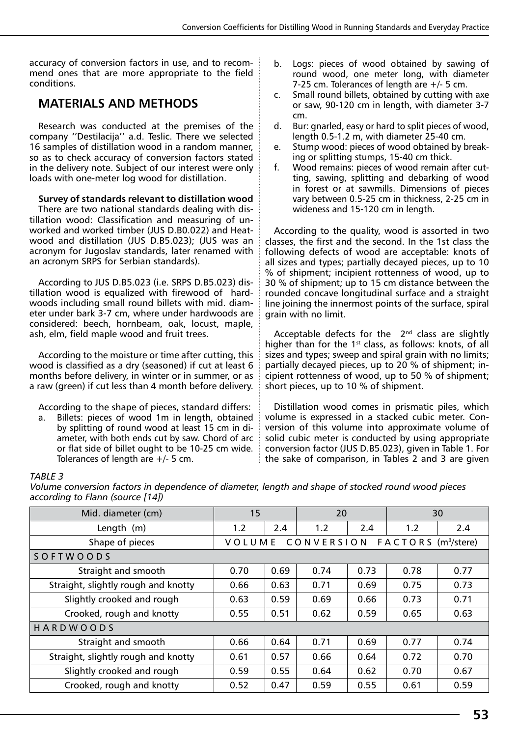accuracy of conversion factors in use, and to recommend ones that are more appropriate to the field conditions.

## MATERIALS AND METHODS

Research was conducted at the premises of the company ''Destilacija'' a.d. Teslic. There we selected 16 samples of distillation wood in a random manner, so as to check accuracy of conversion factors stated in the delivery note. Subject of our interest were only loads with one-meter log wood for distillation.

**Survey of standards relevant to distillation wood**

There are two national standards dealing with distillation wood: Classification and measuring of unworked and worked timber (JUS D.B0.022) and Heatwood and distillation (JUS D.B5.023); (JUS was an acronym for Jugoslav standards, later renamed with an acronym SRPS for Serbian standards).

According to JUS D.B5.023 (i.e. SRPS D.B5.023) distillation wood is equalized with firewood of hardwoods including small round billets with mid. diameter under bark 3-7 cm, where under hardwoods are considered: beech, hornbeam, oak, locust, maple, ash, elm, field maple wood and fruit trees.

According to the moisture or time after cutting, this wood is classified as a dry (seasoned) if cut at least 6 months before delivery, in winter or in summer, or as a raw (green) if cut less than 4 month before delivery.

According to the shape of pieces, standard differs:

a. Billets: pieces of wood 1m in length, obtained by splitting of round wood at least 15 cm in diameter, with both ends cut by saw. Chord of arc or flat side of billet ought to be 10-25 cm wide. Tolerances of length are +/- 5 cm.
b. Logs: pieces of wood obtained by sawing of round wood, one meter long, with diameter 7-25 cm. Tolerances of length are +/- 5 cm.
c. Small round billets, obtained by cutting with axe or saw, 90-120 cm in length, with diameter 3-7 cm.
d. Bur: gnarled, easy or hard to split pieces of wood, length 0.5-1.2 m, with diameter 25-40 cm.
e. Stump wood: pieces of wood obtained by breaking or splitting stumps, 15-40 cm thick.
f. Wood remains: pieces of wood remain after cutting, sawing, splitting and debarking of wood in forest or at sawmills. Dimensions of pieces vary between 0.5-25 cm in thickness, 2-25 cm in wideness and 15-120 cm in length.

According to the quality, wood is assorted in two classes, the first and the second. In the 1st class the following defects of wood are acceptable: knots of all sizes and types; partially decayed pieces, up to 10 % of shipment; incipient rottenness of wood, up to 30 % of shipment; up to 15 cm distance between the rounded concave longitudinal surface and a straight line joining the innermost points of the surface, spiral grain with no limit.

Acceptable defects for the 2nd class are slightly higher than for the 1st class, as follows: knots, of all sizes and types; sweep and spiral grain with no limits; partially decayed pieces, up to 20 % of shipment; incipient rottenness of wood, up to 50 % of shipment; short pieces, up to 10 % of shipment.

Distillation wood comes in prismatic piles, which volume is expressed in a stacked cubic meter. Conversion of this volume into approximate volume of solid cubic meter is conducted by using appropriate conversion factor (JUS D.B5.023), given in Table 1. For the sake of comparison, in Tables 2 and 3 are given

*TABLE 3*

*Volume conversion factors in dependence of diameter, length and shape of stocked round wood pieces according to Flann (source [14])*

| Mid. diameter (cm) | 15 | | 20 | | 30 | |
|---|---|---|---|---|---|---|
| Length (m) | 1.2 | 2.4 | 1.2 | 2.4 | 1.2 | 2.4 |
| Shape of pieces | VOLUME CONVERSION FACTORS ($m^3$/stere) | | | | | |
| SOFTWOODS | | | | | | |
| Straight and smooth | 0.70 | 0.69 | 0.74 | 0.73 | 0.78 | 0.77 |
| Straight, slightly rough and knotty | 0.66 | 0.63 | 0.71 | 0.69 | 0.75 | 0.73 |
| Slightly crooked and rough | 0.63 | 0.59 | 0.69 | 0.66 | 0.73 | 0.71 |
| Crooked, rough and knotty | 0.55 | 0.51 | 0.62 | 0.59 | 0.65 | 0.63 |
| HARDWOODS | | | | | | |
| Straight and smooth | 0.66 | 0.64 | 0.71 | 0.69 | 0.77 | 0.74 |
| Straight, slightly rough and knotty | 0.61 | 0.57 | 0.66 | 0.64 | 0.72 | 0.70 |
| Slightly crooked and rough | 0.59 | 0.55 | 0.64 | 0.62 | 0.70 | 0.67 |
| Crooked, rough and knotty | 0.52 | 0.47 | 0.59 | 0.55 | 0.61 | 0.59 |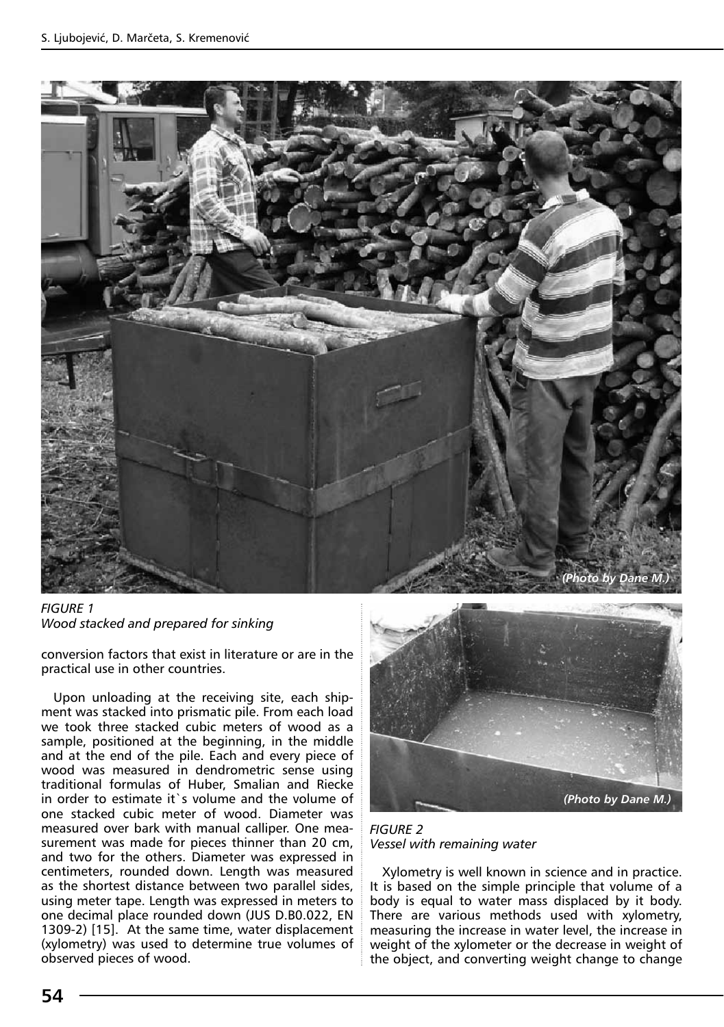FIGURE 1
*Wood stacked and prepared for sinking*

conversion factors that exist in literature or are in the practical use in other countries.

Upon unloading at the receiving site, each shipment was stacked into prismatic pile. From each load we took three stacked cubic meters of wood as a sample, positioned at the beginning, in the middle and at the end of the pile. Each and every piece of wood was measured in dendrometric sense using traditional formulas of Huber, Smalian and Riecke in order to estimate it`s volume and the volume of one stacked cubic meter of wood. Diameter was measured over bark with manual calliper. One measurement was made for pieces thinner than 20 cm, and two for the others. Diameter was expressed in centimeters, rounded down. Length was measured as the shortest distance between two parallel sides, using meter tape. Length was expressed in meters to one decimal place rounded down (JUS D.B0.022, EN 1309-2) [15]. At the same time, water displacement (xylometry) was used to determine true volumes of observed pieces of wood.

FIGURE 2
*Vessel with remaining water*

Xylometry is well known in science and in practice. It is based on the simple principle that volume of a body is equal to water mass displaced by it body. There are various methods used with xylometry, measuring the increase in water level, the increase in weight of the xylometer or the decrease in weight of the object, and converting weight change to change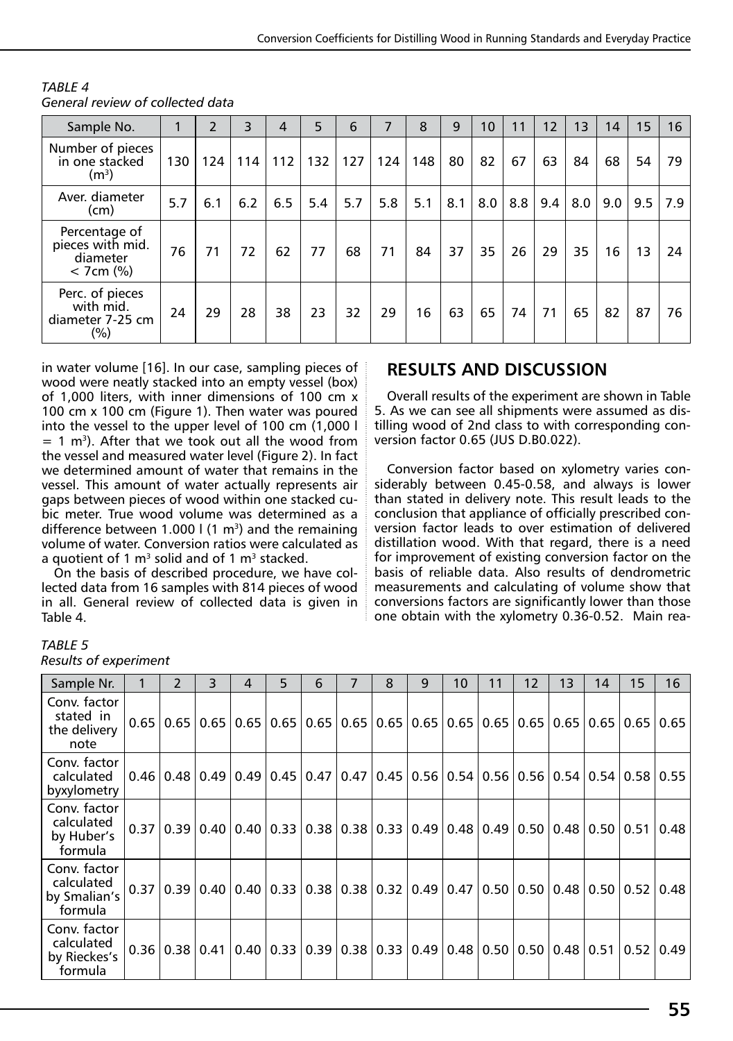*TABLE 4*
*General review of collected data*

| Sample No. | 1 | 2 | 3 | 4 | 5 | 6 | 7 | 8 | 9 | 10 | 11 | 12 | 13 | 14 | 15 | 16 |
|---|---|---|---|---|---|---|---|---|---|---|---|---|---|---|---|---|
| Number of pieces in one stacked ($m^3$) | 130 | 124 | 114 | 112 | 132 | 127 | 124 | 148 | 80 | 82 | 67 | 63 | 84 | 68 | 54 | 79 |
| Aver. diameter (cm) | 5.7 | 6.1 | 6.2 | 6.5 | 5.4 | 5.7 | 5.8 | 5.1 | 8.1 | 8.0 | 8.8 | 9.4 | 8.0 | 9.0 | 9.5 | 7.9 |
| Percentage of pieces with mid. diameter < 7cm (%) | 76 | 71 | 72 | 62 | 77 | 68 | 71 | 84 | 37 | 35 | 26 | 29 | 35 | 16 | 13 | 24 |
| Perc. of pieces with mid. diameter 7-25 cm (%) | 24 | 29 | 28 | 38 | 23 | 32 | 29 | 16 | 63 | 65 | 74 | 71 | 65 | 82 | 87 | 76 |

in water volume [16]. In our case, sampling pieces of wood were neatly stacked into an empty vessel (box) of 1,000 liters, with inner dimensions of 100 cm x 100 cm x 100 cm (Figure 1). Then water was poured into the vessel to the upper level of 100 cm (1,000 l = 1 $m^3$). After that we took out all the wood from the vessel and measured water level (Figure 2). In fact we determined amount of water that remains in the vessel. This amount of water actually represents air gaps between pieces of wood within one stacked cubic meter. True wood volume was determined as a difference between 1.000 l (1 $m^3$) and the remaining volume of water. Conversion ratios were calculated as a quotient of 1 $m^3$ solid and of 1 $m^3$ stacked.

On the basis of described procedure, we have collected data from 16 samples with 814 pieces of wood in all. General review of collected data is given in Table 4.

## RESULTS AND DISCUSSION

Overall results of the experiment are shown in Table 5. As we can see all shipments were assumed as distilling wood of 2nd class to with corresponding conversion factor 0.65 (JUS D.B0.022).

Conversion factor based on xylometry varies considerably between 0.45-0.58, and always is lower than stated in delivery note. This result leads to the conclusion that appliance of officially prescribed conversion factor leads to over estimation of delivered distillation wood. With that regard, there is a need for improvement of existing conversion factor on the basis of reliable data. Also results of dendrometric measurements and calculating of volume show that conversions factors are significantly lower than those one obtain with the xylometry 0.36-0.52. Main rea-

*TABLE 5*
*Results of experiment*

| Sample Nr. | 1 | 2 | 3 | 4 | 5 | 6 | 7 | 8 | 9 | 10 | 11 | 12 | 13 | 14 | 15 | 16 |
|---|---|---|---|---|---|---|---|---|---|---|---|---|---|---|---|---|
| Conv. factor stated in the delivery note | 0.65 | 0.65 | 0.65 | 0.65 | 0.65 | 0.65 | 0.65 | 0.65 | 0.65 | 0.65 | 0.65 | 0.65 | 0.65 | 0.65 | 0.65 | 0.65 |
| Conv. factor calculated byxylometry | 0.46 | 0.48 | 0.49 | 0.49 | 0.45 | 0.47 | 0.47 | 0.45 | 0.56 | 0.54 | 0.56 | 0.56 | 0.54 | 0.54 | 0.58 | 0.55 |
| Conv. factor calculated by Huber's formula | 0.37 | 0.39 | 0.40 | 0.40 | 0.33 | 0.38 | 0.38 | 0.33 | 0.49 | 0.48 | 0.49 | 0.50 | 0.48 | 0.50 | 0.51 | 0.48 |
| Conv. factor calculated by Smalian's formula | 0.37 | 0.39 | 0.40 | 0.40 | 0.33 | 0.38 | 0.38 | 0.32 | 0.49 | 0.47 | 0.50 | 0.50 | 0.48 | 0.50 | 0.52 | 0.48 |
| Conv. factor calculated by Rieckes's formula | 0.36 | 0.38 | 0.41 | 0.40 | 0.33 | 0.39 | 0.38 | 0.33 | 0.49 | 0.48 | 0.50 | 0.50 | 0.48 | 0.51 | 0.52 | 0.49 |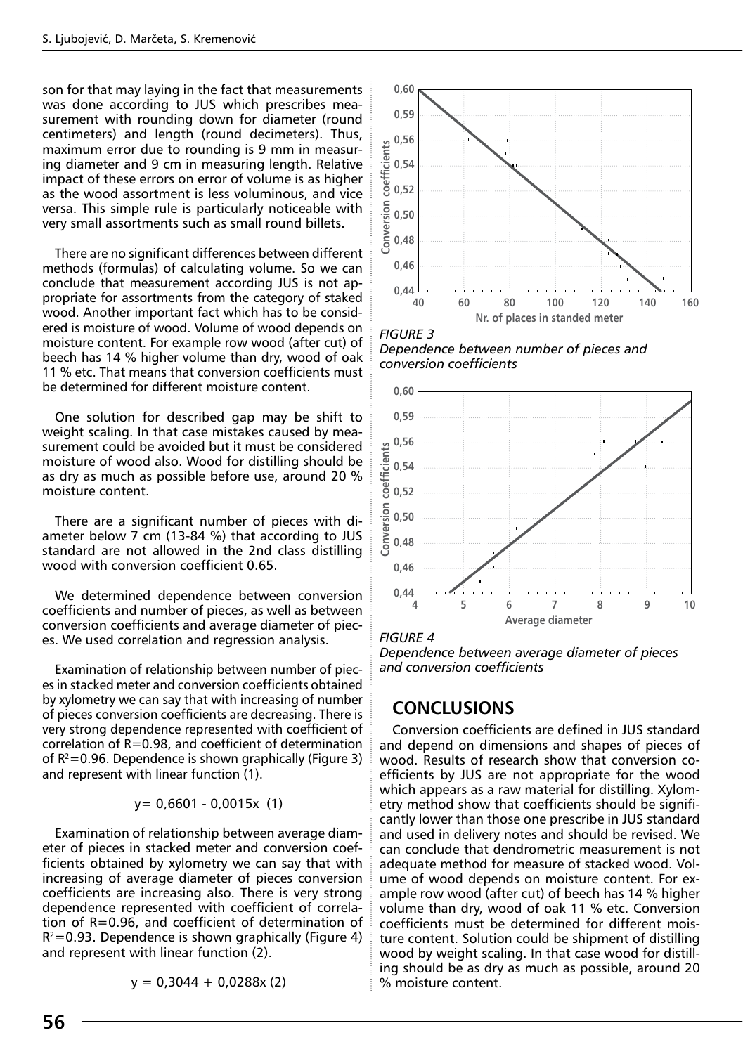son for that may laying in the fact that measurements was done according to JUS which prescribes measurement with rounding down for diameter (round centimeters) and length (round decimeters). Thus, maximum error due to rounding is 9 mm in measuring diameter and 9 cm in measuring length. Relative impact of these errors on error of volume is as higher as the wood assortment is less voluminous, and vice versa. This simple rule is particularly noticeable with very small assortments such as small round billets.

There are no significant differences between different methods (formulas) of calculating volume. So we can conclude that measurement according JUS is not appropriate for assortments from the category of staked wood. Another important fact which has to be considered is moisture of wood. Volume of wood depends on moisture content. For example row wood (after cut) of beech has 14 % higher volume than dry, wood of oak 11 % etc. That means that conversion coefficients must be determined for different moisture content.

One solution for described gap may be shift to weight scaling. In that case mistakes caused by measurement could be avoided but it must be considered moisture of wood also. Wood for distilling should be as dry as much as possible before use, around 20 % moisture content.

There are a significant number of pieces with diameter below 7 cm (13-84 %) that according to JUS standard are not allowed in the 2nd class distilling wood with conversion coefficient 0.65.

We determined dependence between conversion coefficients and number of pieces, as well as between conversion coefficients and average diameter of pieces. We used correlation and regression analysis.

Examination of relationship between number of pieces in stacked meter and conversion coefficients obtained by xylometry we can say that with increasing of number of pieces conversion coefficients are decreasing. There is very strong dependence represented with coefficient of correlation of R=0.98, and coefficient of determination of $R^2$=0.96. Dependence is shown graphically (Figure 3) and represent with linear function (1).

$$y = 0{,}6601 - 0{,}0015x \quad (1)$$

Examination of relationship between average diameter of pieces in stacked meter and conversion coefficients obtained by xylometry we can say that with increasing of average diameter of pieces conversion coefficients are increasing also. There is very strong dependence represented with coefficient of correlation of R=0.96, and coefficient of determination of $R^2$=0.93. Dependence is shown graphically (Figure 4) and represent with linear function (2).

$$y = 0{,}3044 + 0{,}0288x \quad (2)$$

*FIGURE 3*
*Dependence between number of pieces and conversion coefficients*

*FIGURE 4*
*Dependence between average diameter of pieces and conversion coefficients*

## CONCLUSIONS

Conversion coefficients are defined in JUS standard and depend on dimensions and shapes of pieces of wood. Results of research show that conversion coefficients by JUS are not appropriate for the wood which appears as a raw material for distilling. Xylometry method show that coefficients should be significantly lower than those one prescribe in JUS standard and used in delivery notes and should be revised. We can conclude that dendrometric measurement is not adequate method for measure of stacked wood. Volume of wood depends on moisture content. For example row wood (after cut) of beech has 14 % higher volume than dry, wood of oak 11 % etc. Conversion coefficients must be determined for different moisture content. Solution could be shipment of distilling wood by weight scaling. In that case wood for distilling should be as dry as much as possible, around 20 % moisture content.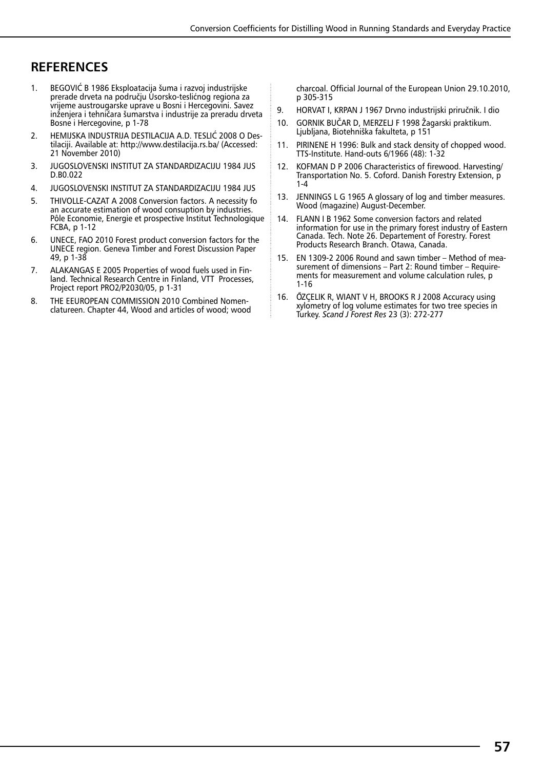## REFERENCES

1. BEGOVIĆ B 1986 Eksploatacija šuma i razvoj industrijske prerade drveta na području Usorsko-teslićnog regiona za vrijeme austrougarske uprave u Bosni i Hercegovini. Savez inženjera i tehničara šumarstva i industrije za preradu drveta Bosne i Hercegovine, p 1-78
2. HEMIJSKA INDUSTRIJA DESTILACIJA A.D. TESLIĆ 2008 O Destilaciji. Available at: http://www.destilacija.rs.ba/ (Accessed: 21 November 2010)
3. JUGOSLOVENSKI INSTITUT ZA STANDARDIZACIJU 1984 JUS D.B0.022
4. JUGOSLOVENSKI INSTITUT ZA STANDARDIZACIJU 1984 JUS
5. THIVOLLE-CAZAT A 2008 Conversion factors. A necessity fo an accurate estimation of wood consuption by industries. Pôle Economie, Energie et prospective Institut Technologique FCBA, p 1-12
6. UNECE, FAO 2010 Forest product conversion factors for the UNECE region. Geneva Timber and Forest Discussion Paper 49, p 1-38
7. ALAKANGAS E 2005 Properties of wood fuels used in Finland. Technical Research Centre in Finland, VTT Processes, Project report PRO2/P2030/05, p 1-31
8. THE EEUROPEAN COMMISSION 2010 Combined Nomenclatureen. Chapter 44, Wood and articles of wood; wood charcoal. Official Journal of the European Union 29.10.2010, p 305-315
9. HORVAT I, KRPAN J 1967 Drvno industrijski priručnik. I dio
10. GORNIK BUČAR D, MERZELJ F 1998 Žagarski praktikum. Ljubljana, Biotehniška fakulteta, p 151
11. PIRINENE H 1996: Bulk and stack density of chopped wood. TTS-Institute. Hand-outs 6/1966 (48): 1-32
12. KOFMAN D P 2006 Characteristics of firewood. Harvesting/Transportation No. 5. Coford. Danish Forestry Extension, p 1-4
13. JENNINGS L G 1965 A glossary of log and timber measures. Wood (magazine) August-December.
14. FLANN I B 1962 Some conversion factors and related information for use in the primary forest industry of Eastern Canada. Tech. Note 26. Departement of Forestry. Forest Products Research Branch. Otawa, Canada.
15. EN 1309-2 2006 Round and sawn timber – Method of measurement of dimensions – Part 2: Round timber – Requirements for measurement and volume calculation rules, p 1-16
16. ŐZÇELIK R, WIANT V H, BROOKS R J 2008 Accuracy using xylometry of log volume estimates for two tree species in Turkey. *Scand J Forest Res* 23 (3): 272-277